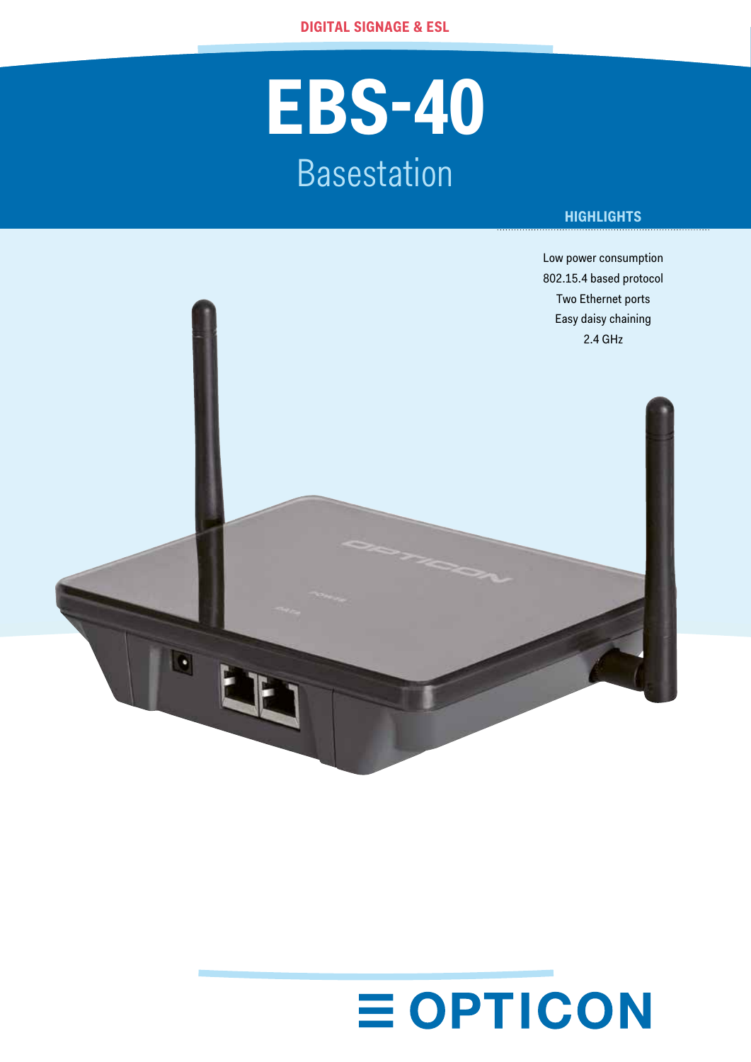DIGITAL SIGNAGE & ESL

# EBS-40

## Basestation

### HIGHLIGHTS

- Low power consumption
- 802.15.4 based protocol
- Two Ethernet ports
- Easy daisy chaining
- 2.4 GHz

OPTICON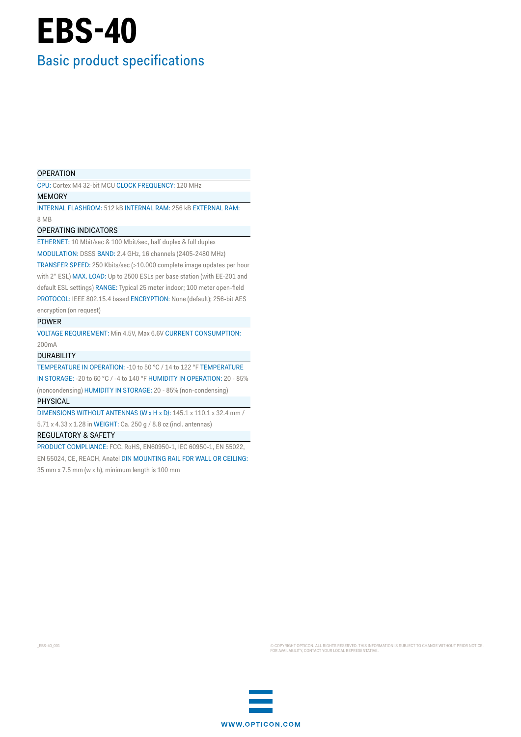# EBS-40

## Basic product specifications

### OPERATION

CPU: Cortex M4 32-bit MCU CLOCK FREQUENCY: 120 MHz

### MEMORY

INTERNAL FLASHROM: 512 kB INTERNAL RAM: 256 kB EXTERNAL RAM: 8 MB

### OPERATING INDICATORS

ETHERNET: 10 Mbit/sec & 100 Mbit/sec, half duplex & full duplex MODULATION: DSSS BAND: 2.4 GHz, 16 channels (2405-2480 MHz) TRANSFER SPEED: 250 Kbits/sec (>10.000 complete image updates per hour with 2" ESL) MAX. LOAD: Up to 2500 ESLs per base station (with EE-201 and default ESL settings) RANGE: Typical 25 meter indoor; 100 meter open-field PROTOCOL: IEEE 802.15.4 based ENCRYPTION: None (default); 256-bit AES encryption (on request)

### POWER

VOLTAGE REQUIREMENT: Min 4.5V, Max 6.6V CURRENT CONSUMPTION: 200mA

### DURABILITY

TEMPERATURE IN OPERATION: -10 to 50 °C / 14 to 122 °F TEMPERATURE IN STORAGE: -20 to 60 °C / -4 to 140 °F HUMIDITY IN OPERATION: 20 - 85% (noncondensing) HUMIDITY IN STORAGE: 20 - 85% (non-condensing)

### PHYSICAL

DIMENSIONS WITHOUT ANTENNAS (W x H x D): 145.1 x 110.1 x 32.4 mm / 5.71 x 4.33 x 1.28 in WEIGHT: Ca. 250 g / 8.8 oz (incl. antennas)

### REGULATORY & SAFETY

PRODUCT COMPLIANCE: FCC, RoHS, EN60950-1, IEC 60950-1, EN 55022, EN 55024, CE, REACH, Anatel DIN MOUNTING RAIL FOR WALL OR CEILING: 35 mm x 7.5 mm (w x h), minimum length is 100 mm

_EBS-40_001

© COPYRIGHT OPTICON. ALL RIGHTS RESERVED. THIS INFORMATION IS SUBJECT TO CHANGE WITHOUT PRIOR NOTICE. FOR AVAILABILITY, CONTACT YOUR LOCAL REPRESENTATIVE.

WWW.OPTICON.COM